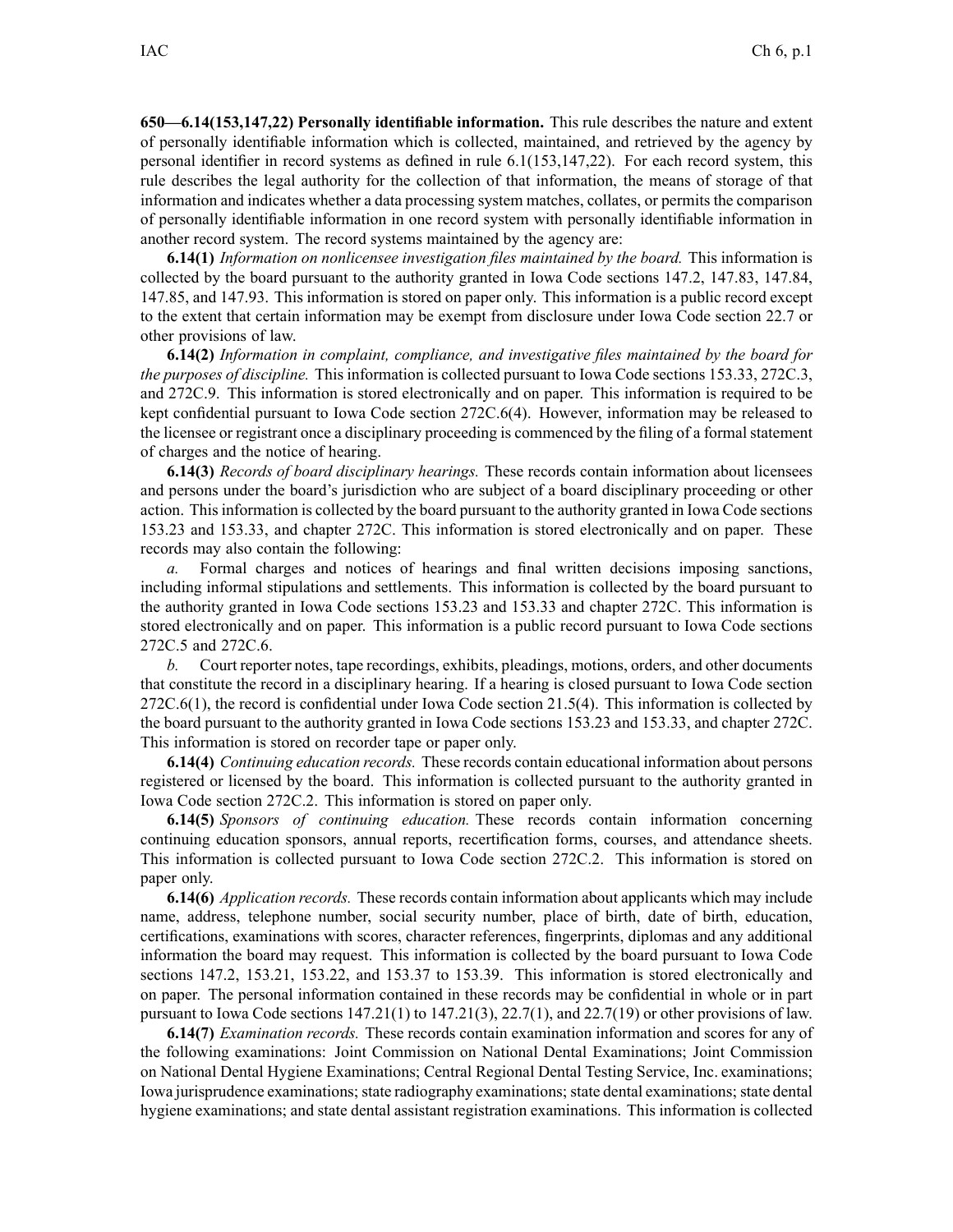**650—6.14(153,147,22) Personally identifiable information.** This rule describes the nature and extent of personally identifiable information which is collected, maintained, and retrieved by the agency by personal identifier in record systems as defined in rule 6.1(153,147,22). For each record system, this rule describes the legal authority for the collection of that information, the means of storage of that information and indicates whether a data processing system matches, collates, or permits the comparison of personally identifiable information in one record system with personally identifiable information in another record system. The record systems maintained by the agency are:

**6.14(1)** *Information on nonlicensee investigation files maintained by the board.* This information is collected by the board pursuant to the authority granted in Iowa Code sections 147.2, 147.83, 147.84, 147.85, and 147.93. This information is stored on paper only. This information is a public record except to the extent that certain information may be exempt from disclosure under Iowa Code section 22.7 or other provisions of law.

**6.14(2)** *Information in complaint, compliance, and investigative files maintained by the board for the purposes of discipline.* This information is collected pursuant to Iowa Code sections 153.33, 272C.3, and 272C.9. This information is stored electronically and on paper. This information is required to be kept confidential pursuant to Iowa Code section 272C.6(4). However, information may be released to the licensee or registrant once a disciplinary proceeding is commenced by the filing of a formal statement of charges and the notice of hearing.

**6.14(3)** *Records of board disciplinary hearings.* These records contain information about licensees and persons under the board's jurisdiction who are subject of a board disciplinary proceeding or other action. This information is collected by the board pursuant to the authority granted in Iowa Code sections 153.23 and 153.33, and chapter 272C. This information is stored electronically and on paper. These records may also contain the following:

*a.* Formal charges and notices of hearings and final written decisions imposing sanctions, including informal stipulations and settlements. This information is collected by the board pursuant to the authority granted in Iowa Code sections 153.23 and 153.33 and chapter 272C. This information is stored electronically and on paper. This information is a public record pursuant to Iowa Code sections 272C.5 and 272C.6.

*b.* Court reporter notes, tape recordings, exhibits, pleadings, motions, orders, and other documents that constitute the record in a disciplinary hearing. If a hearing is closed pursuant to Iowa Code section 272C.6(1), the record is confidential under Iowa Code section 21.5(4). This information is collected by the board pursuant to the authority granted in Iowa Code sections 153.23 and 153.33, and chapter 272C. This information is stored on recorder tape or paper only.

**6.14(4)** *Continuing education records.* These records contain educational information about persons registered or licensed by the board. This information is collected pursuant to the authority granted in Iowa Code section 272C.2. This information is stored on paper only.

**6.14(5)** *Sponsors of continuing education.* These records contain information concerning continuing education sponsors, annual reports, recertification forms, courses, and attendance sheets. This information is collected pursuant to Iowa Code section 272C.2. This information is stored on paper only.

**6.14(6)** *Application records.* These records contain information about applicants which may include name, address, telephone number, social security number, place of birth, date of birth, education, certifications, examinations with scores, character references, fingerprints, diplomas and any additional information the board may request. This information is collected by the board pursuant to Iowa Code sections 147.2, 153.21, 153.22, and 153.37 to 153.39. This information is stored electronically and on paper. The personal information contained in these records may be confidential in whole or in part pursuant to Iowa Code sections 147.21(1) to 147.21(3), 22.7(1), and 22.7(19) or other provisions of law.

**6.14(7)** *Examination records.* These records contain examination information and scores for any of the following examinations: Joint Commission on National Dental Examinations; Joint Commission on National Dental Hygiene Examinations; Central Regional Dental Testing Service, Inc. examinations; Iowa jurisprudence examinations; state radiography examinations; state dental examinations; state dental hygiene examinations; and state dental assistant registration examinations. This information is collected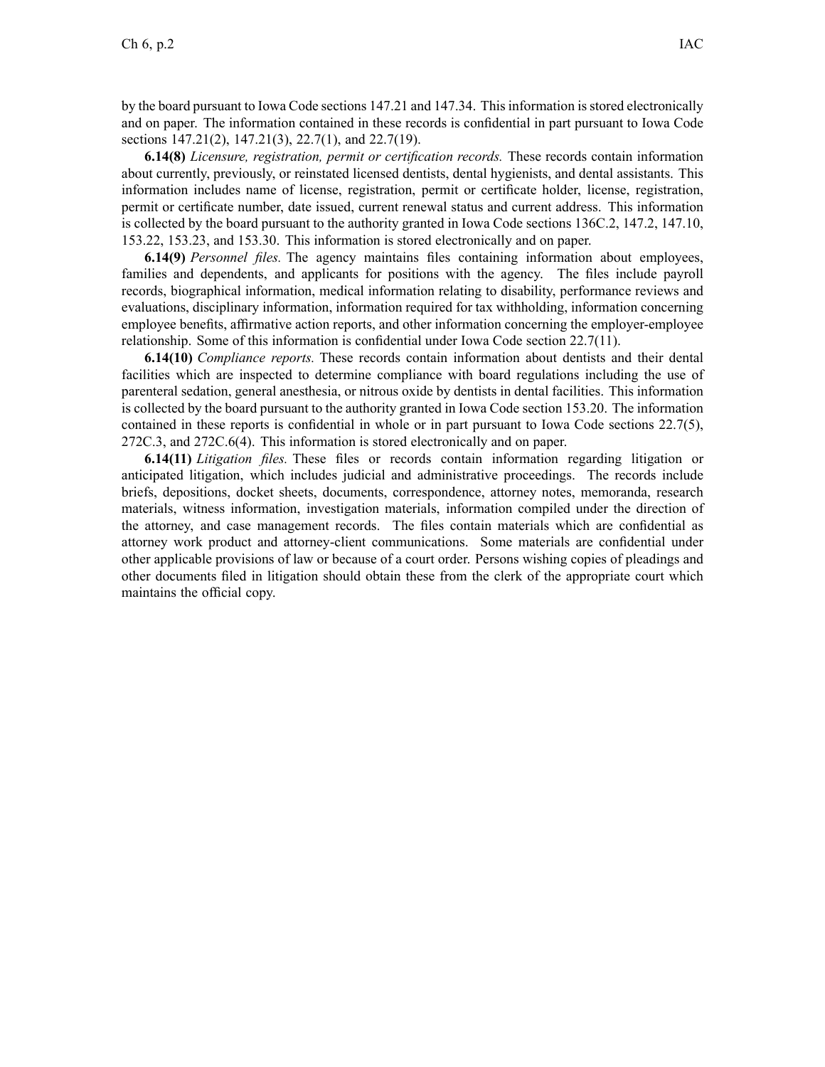by the board pursuant to Iowa Code sections 147.21 and 147.34. This information is stored electronically and on paper. The information contained in these records is confidential in part pursuant to Iowa Code sections 147.21(2), 147.21(3), 22.7(1), and 22.7(19).

**6.14(8)** *Licensure, registration, permit or certification records.* These records contain information about currently, previously, or reinstated licensed dentists, dental hygienists, and dental assistants. This information includes name of license, registration, permit or certificate holder, license, registration, permit or certificate number, date issued, current renewal status and current address. This information is collected by the board pursuant to the authority granted in Iowa Code sections 136C.2, 147.2, 147.10, 153.22, 153.23, and 153.30. This information is stored electronically and on paper.

**6.14(9)** *Personnel files.* The agency maintains files containing information about employees, families and dependents, and applicants for positions with the agency. The files include payroll records, biographical information, medical information relating to disability, performance reviews and evaluations, disciplinary information, information required for tax withholding, information concerning employee benefits, affirmative action reports, and other information concerning the employer-employee relationship. Some of this information is confidential under Iowa Code section 22.7(11).

**6.14(10)** *Compliance reports.* These records contain information about dentists and their dental facilities which are inspected to determine compliance with board regulations including the use of parenteral sedation, general anesthesia, or nitrous oxide by dentists in dental facilities. This information is collected by the board pursuant to the authority granted in Iowa Code section 153.20. The information contained in these reports is confidential in whole or in part pursuant to Iowa Code sections 22.7(5), 272C.3, and 272C.6(4). This information is stored electronically and on paper.

**6.14(11)** *Litigation files.* These files or records contain information regarding litigation or anticipated litigation, which includes judicial and administrative proceedings. The records include briefs, depositions, docket sheets, documents, correspondence, attorney notes, memoranda, research materials, witness information, investigation materials, information compiled under the direction of the attorney, and case management records. The files contain materials which are confidential as attorney work product and attorney-client communications. Some materials are confidential under other applicable provisions of law or because of a court order. Persons wishing copies of pleadings and other documents filed in litigation should obtain these from the clerk of the appropriate court which maintains the official copy.